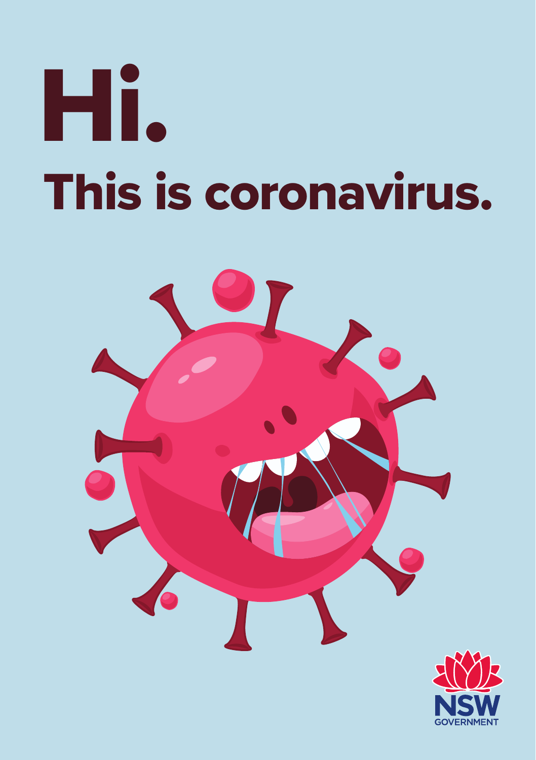# Hi.

## This is coronavirus.

NSW GOVERNMENT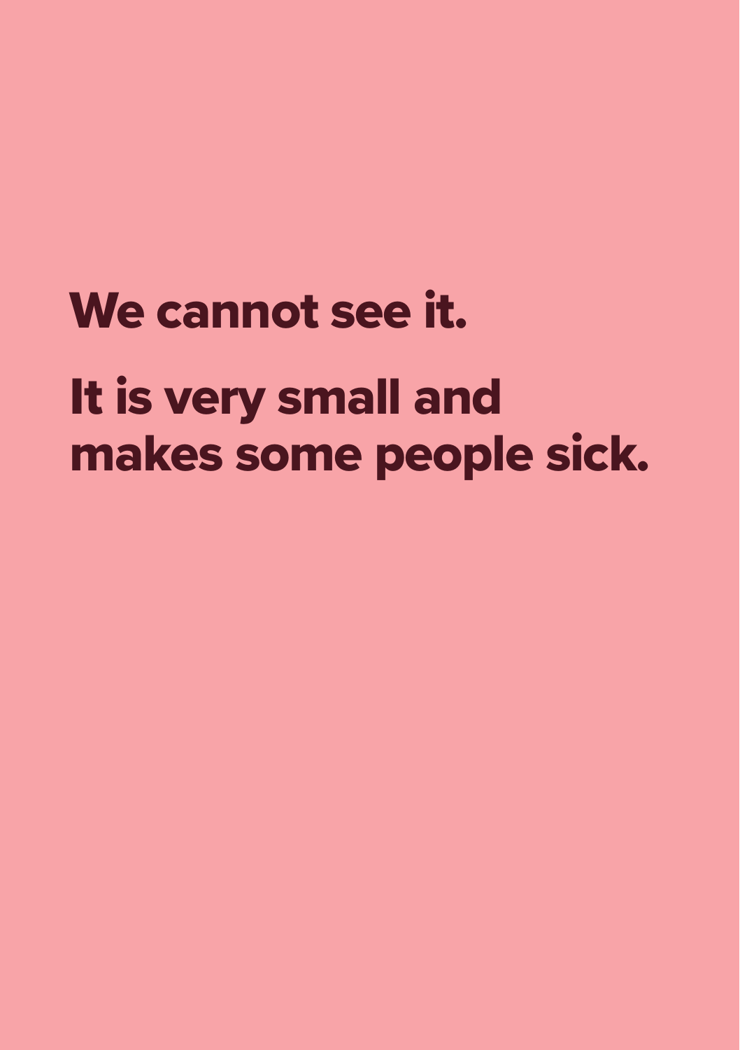We cannot see it.

It is very small and makes some people sick.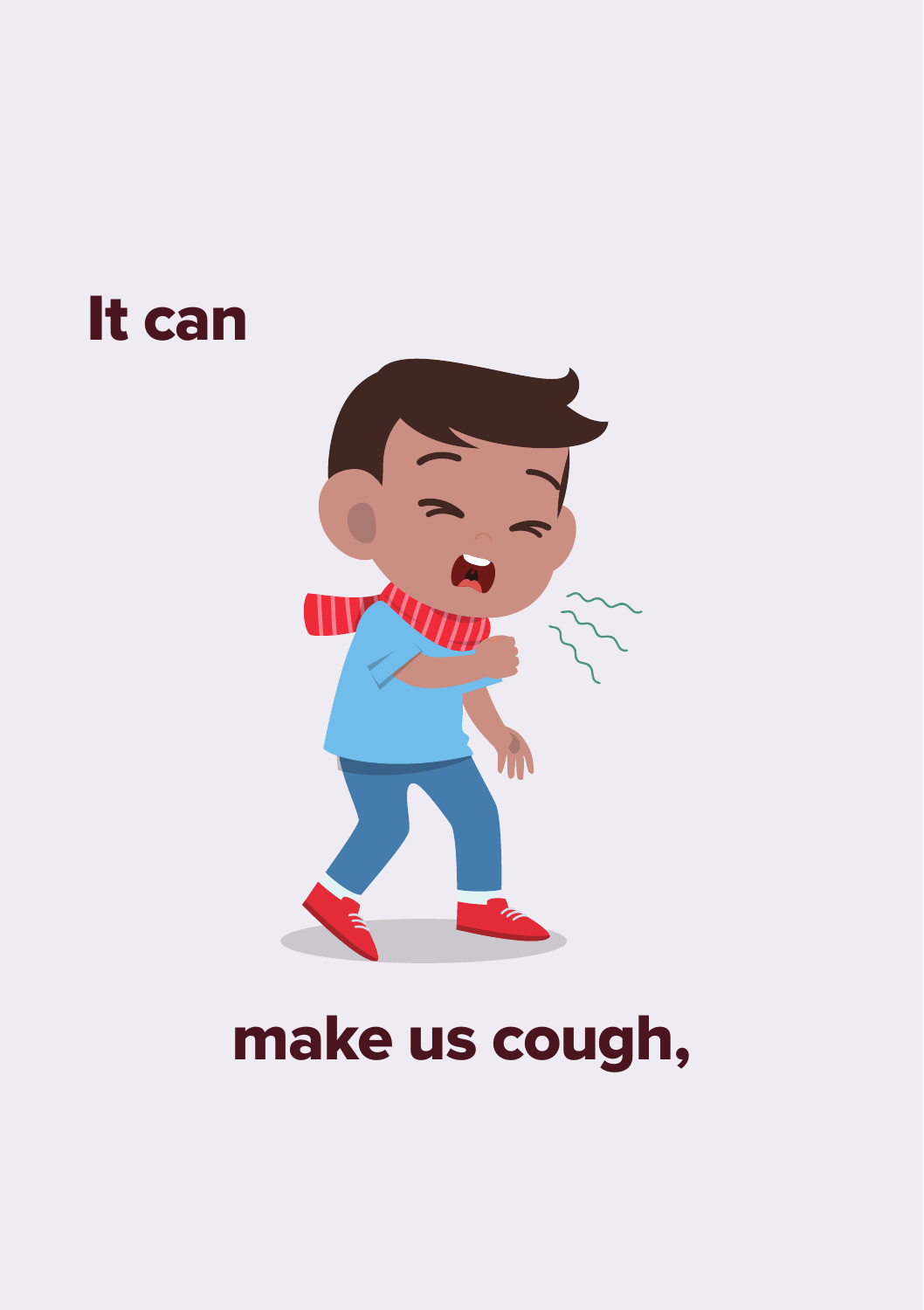It can

make us cough,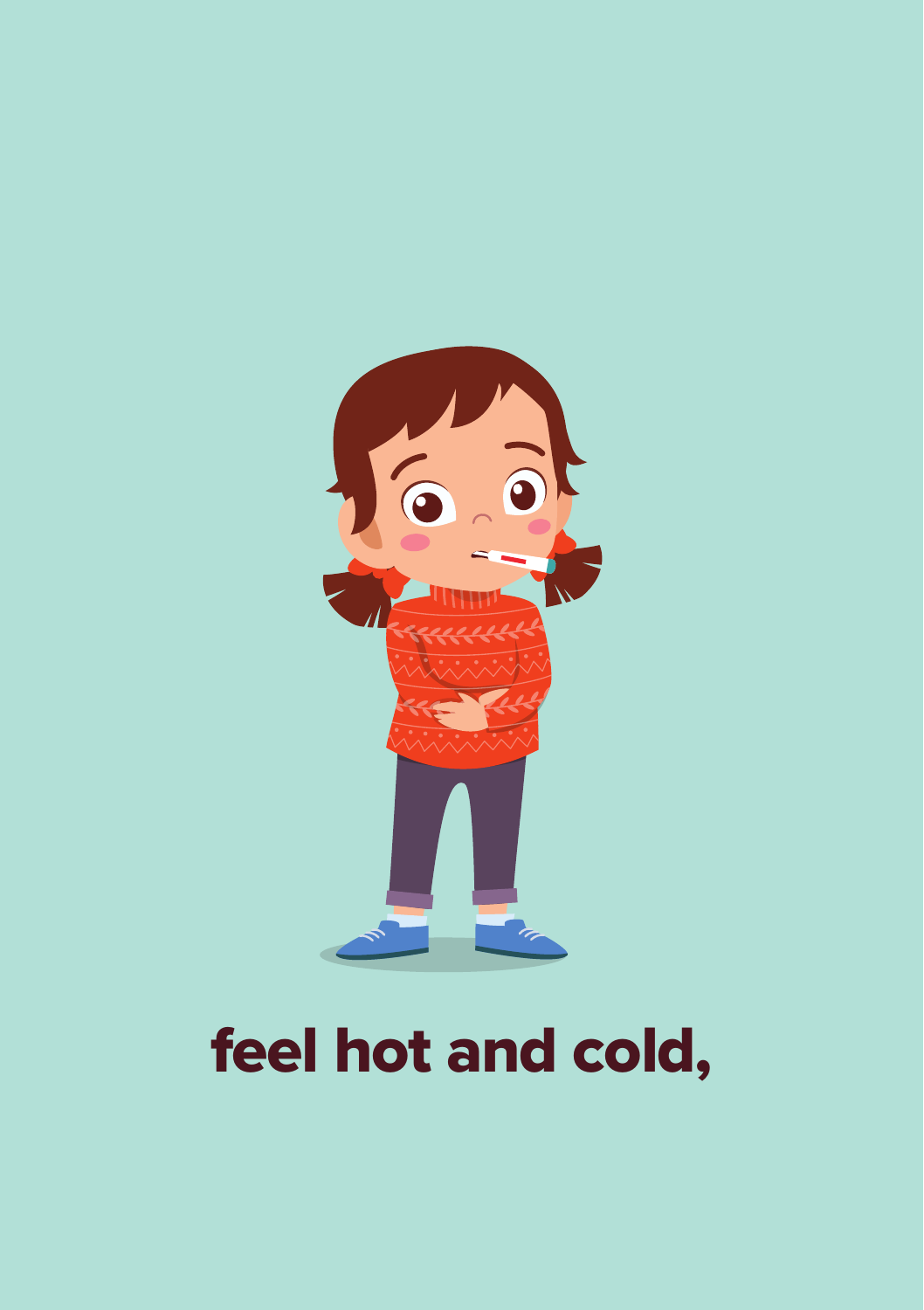feel hot and cold,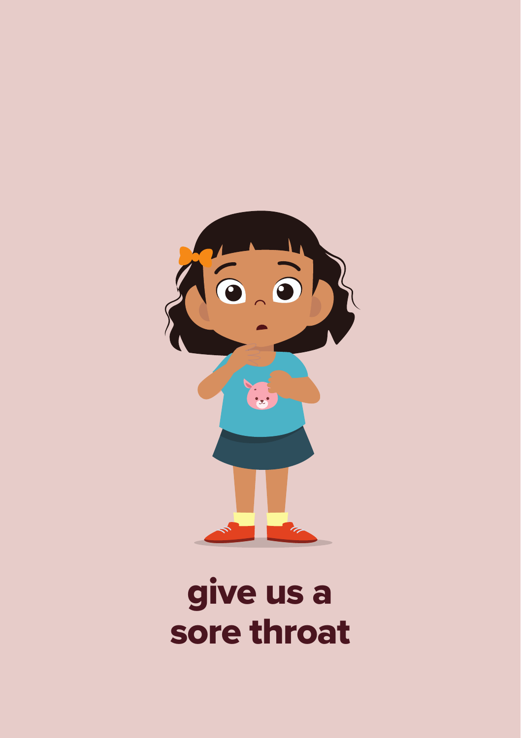give us a sore throat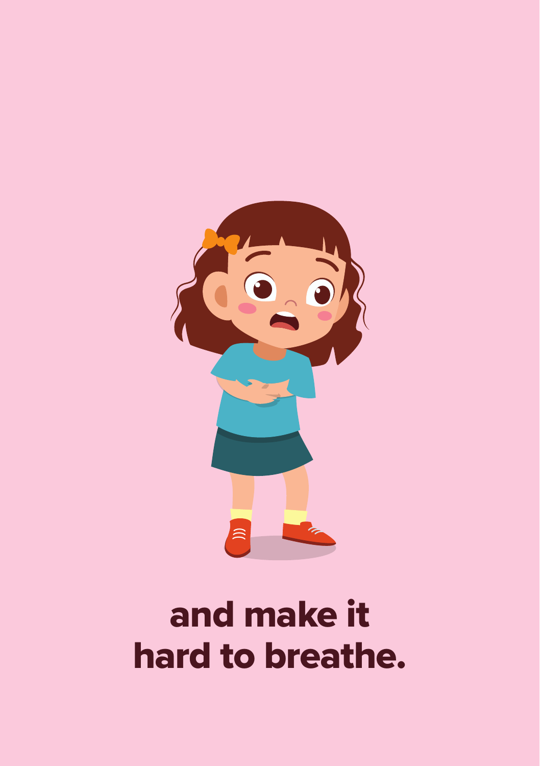and make it hard to breathe.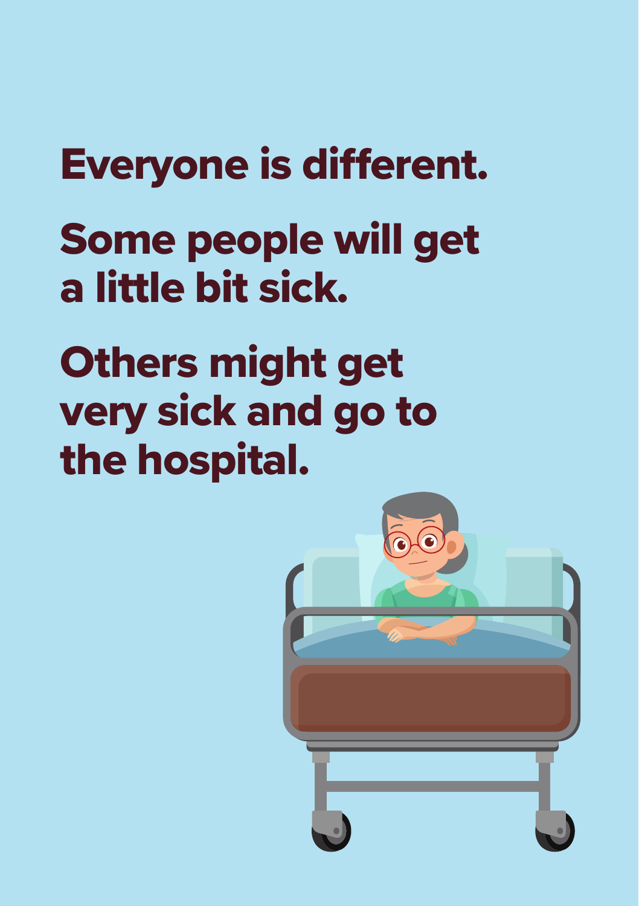Everyone is different.

Some people will get a little bit sick.

Others might get very sick and go to the hospital.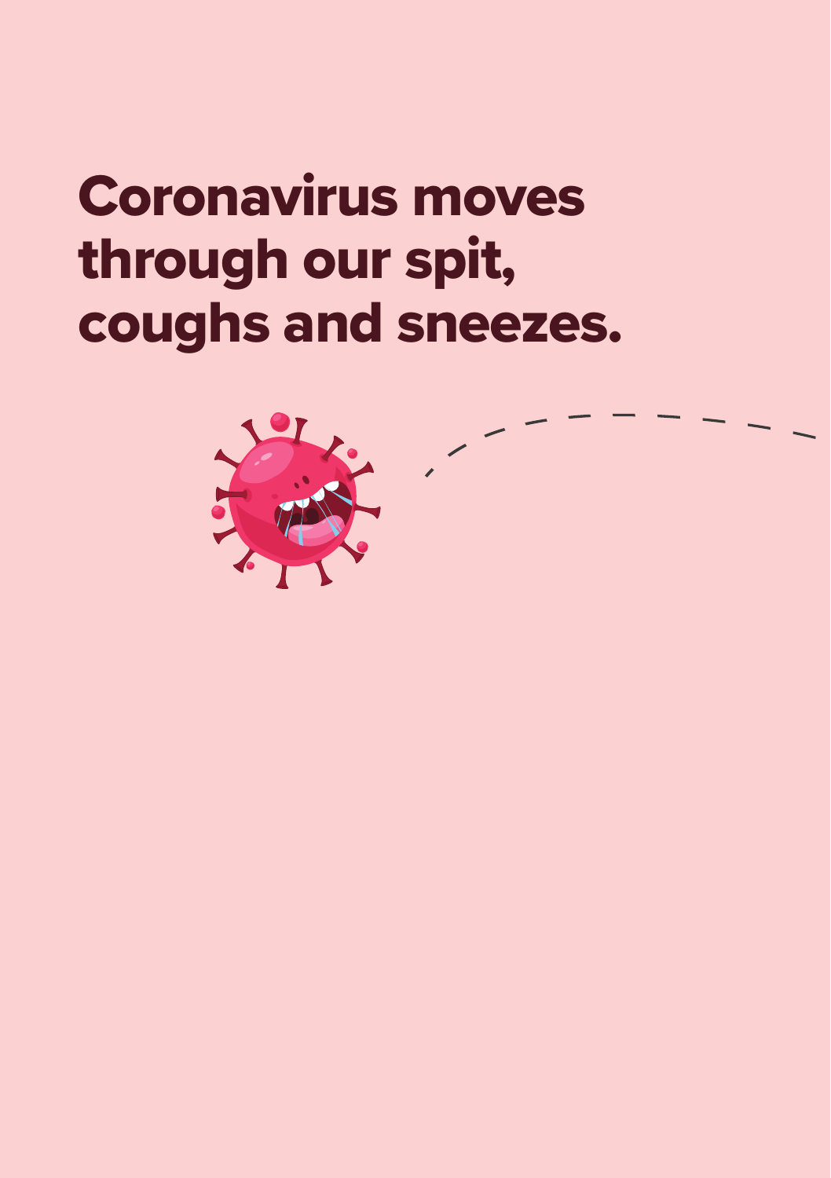# Coronavirus moves through our spit, coughs and sneezes.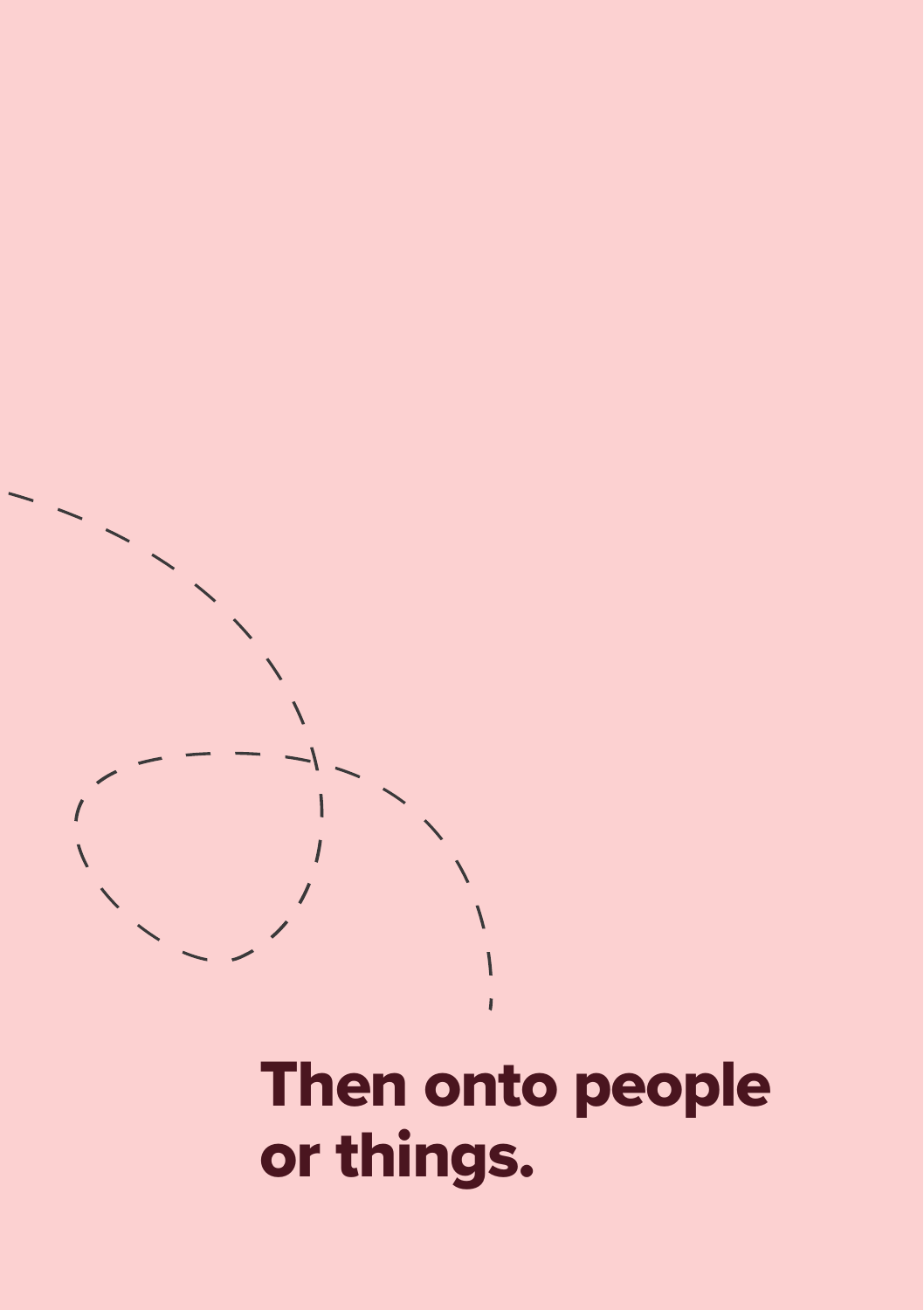**Then onto people or things.**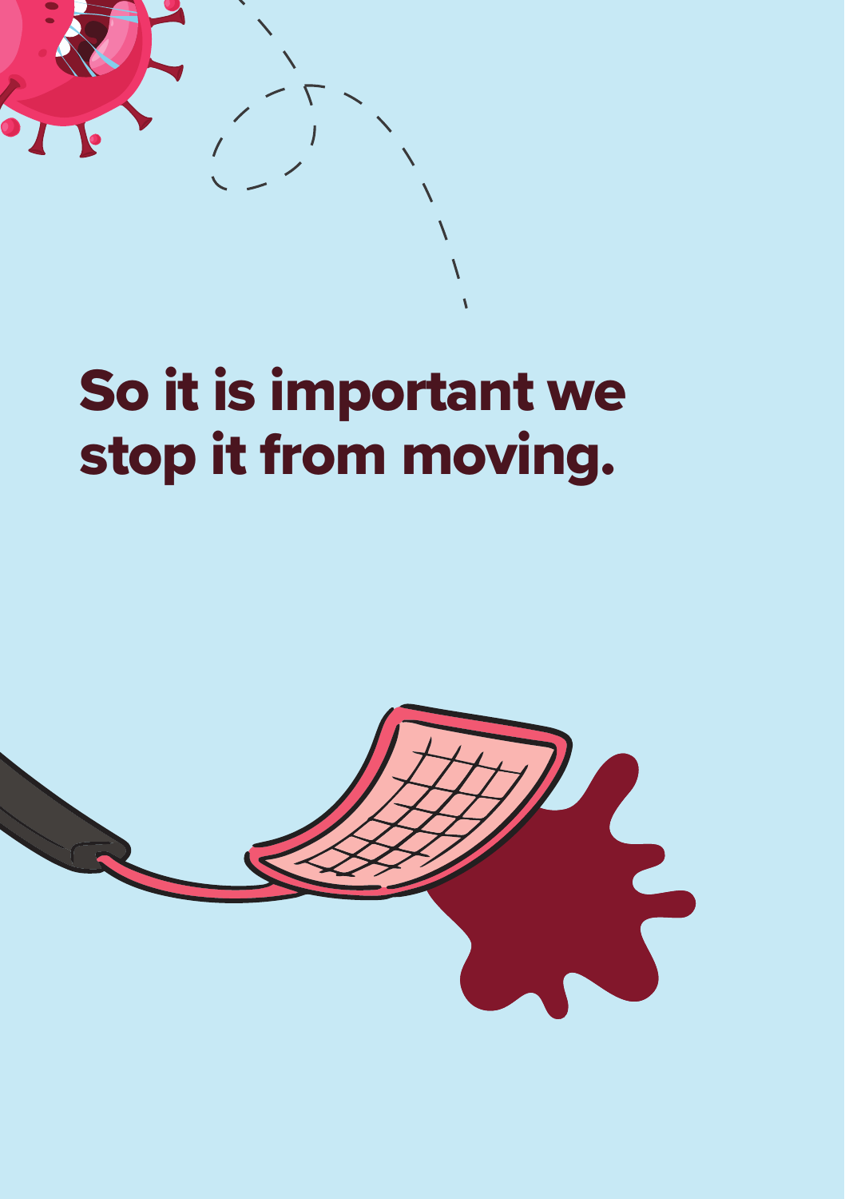# So it is important we stop it from moving.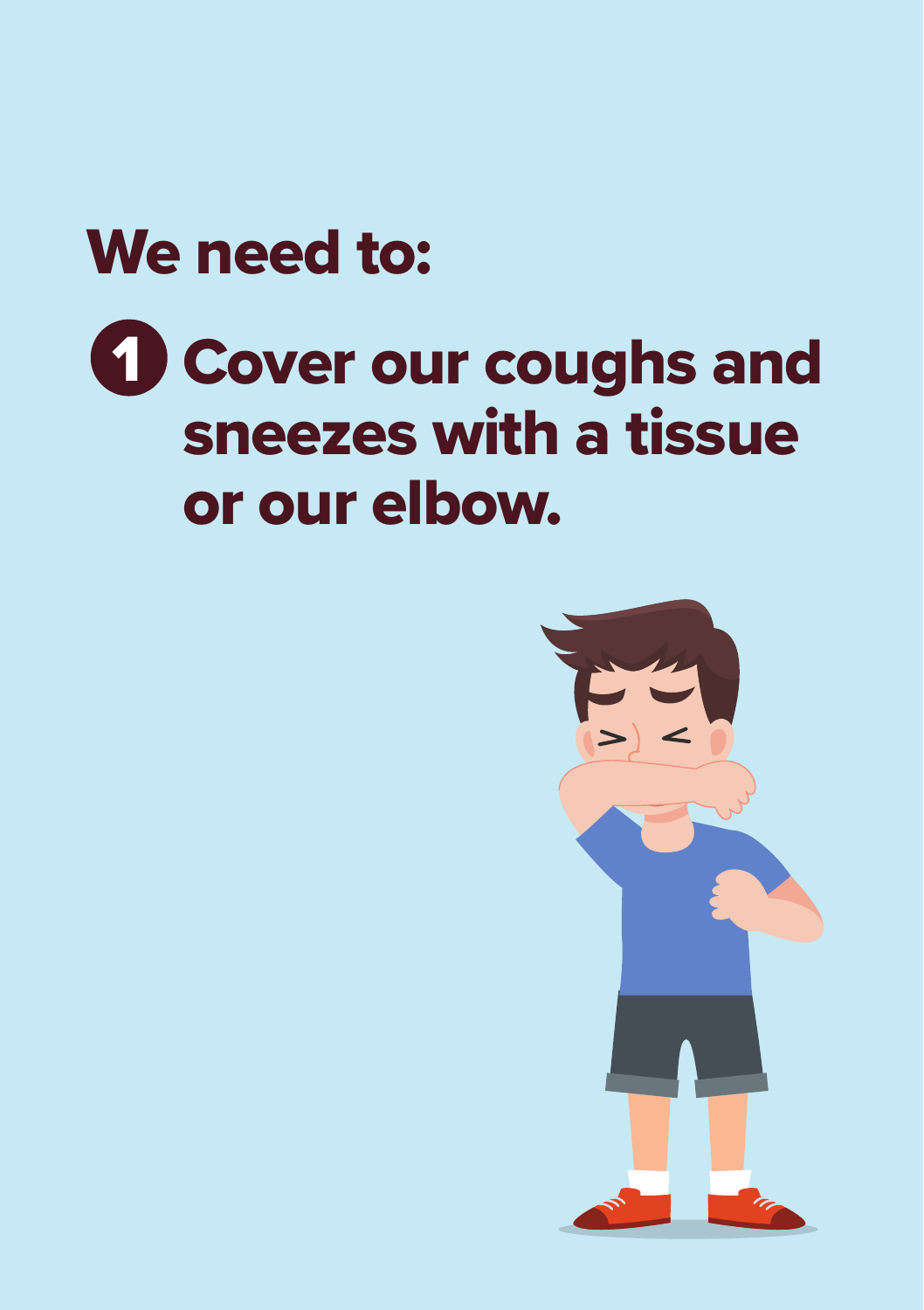## We need to:

1. Cover our coughs and sneezes with a tissue or our elbow.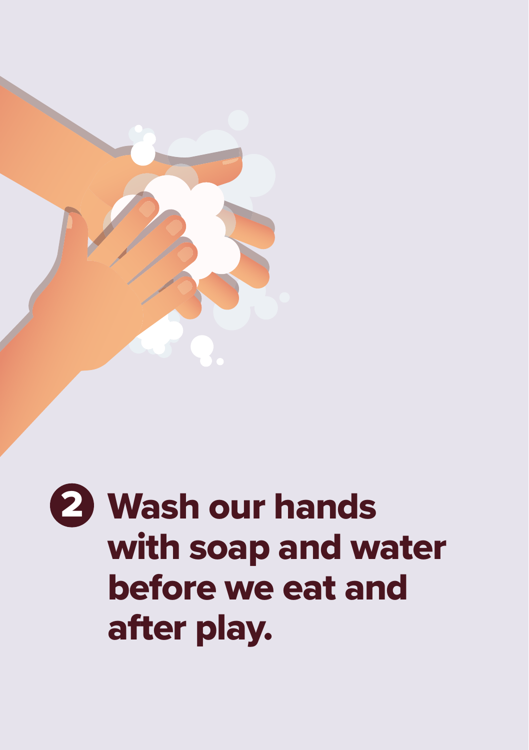**2 Wash our hands with soap and water before we eat and after play.**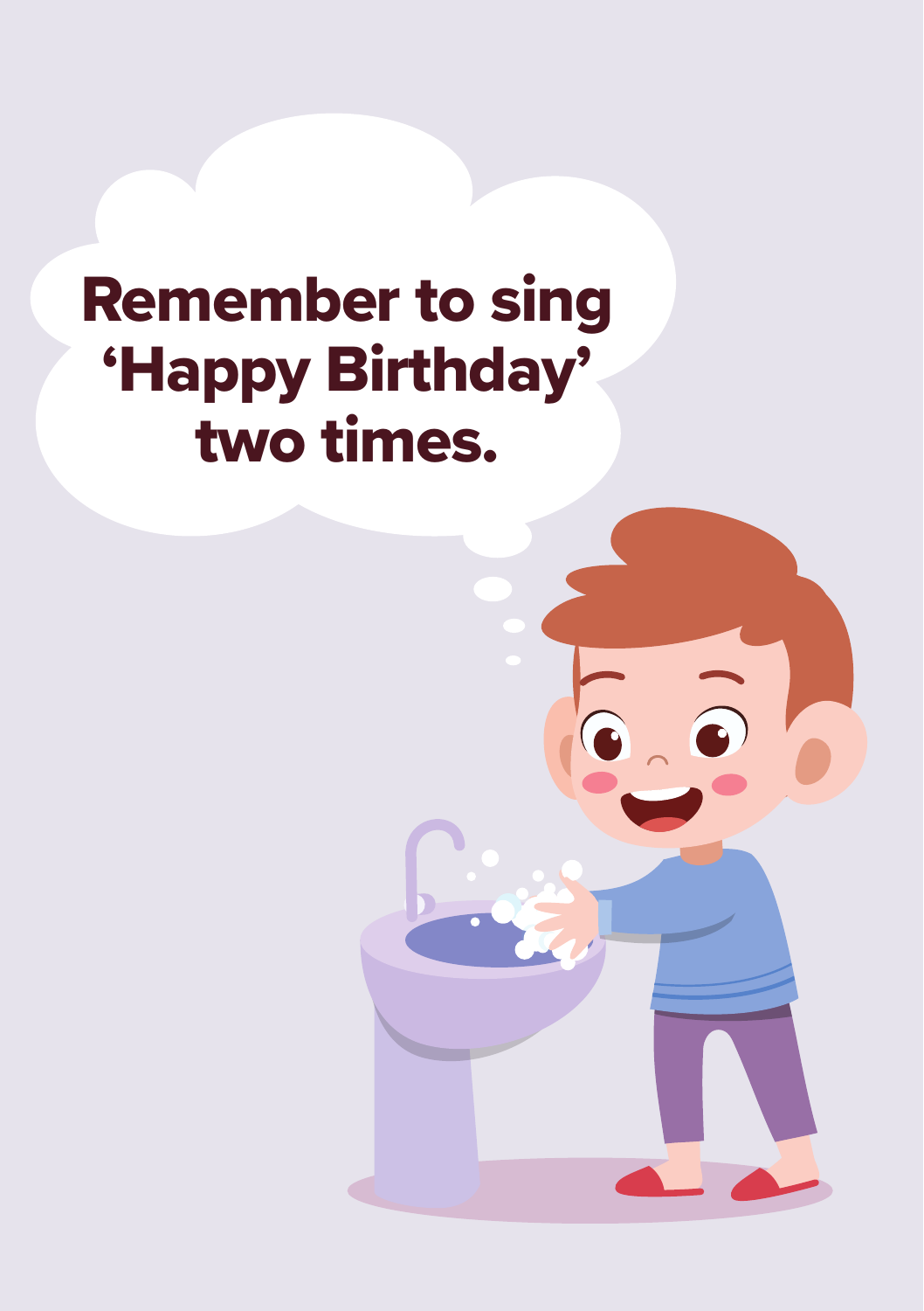Remember to sing 'Happy Birthday' two times.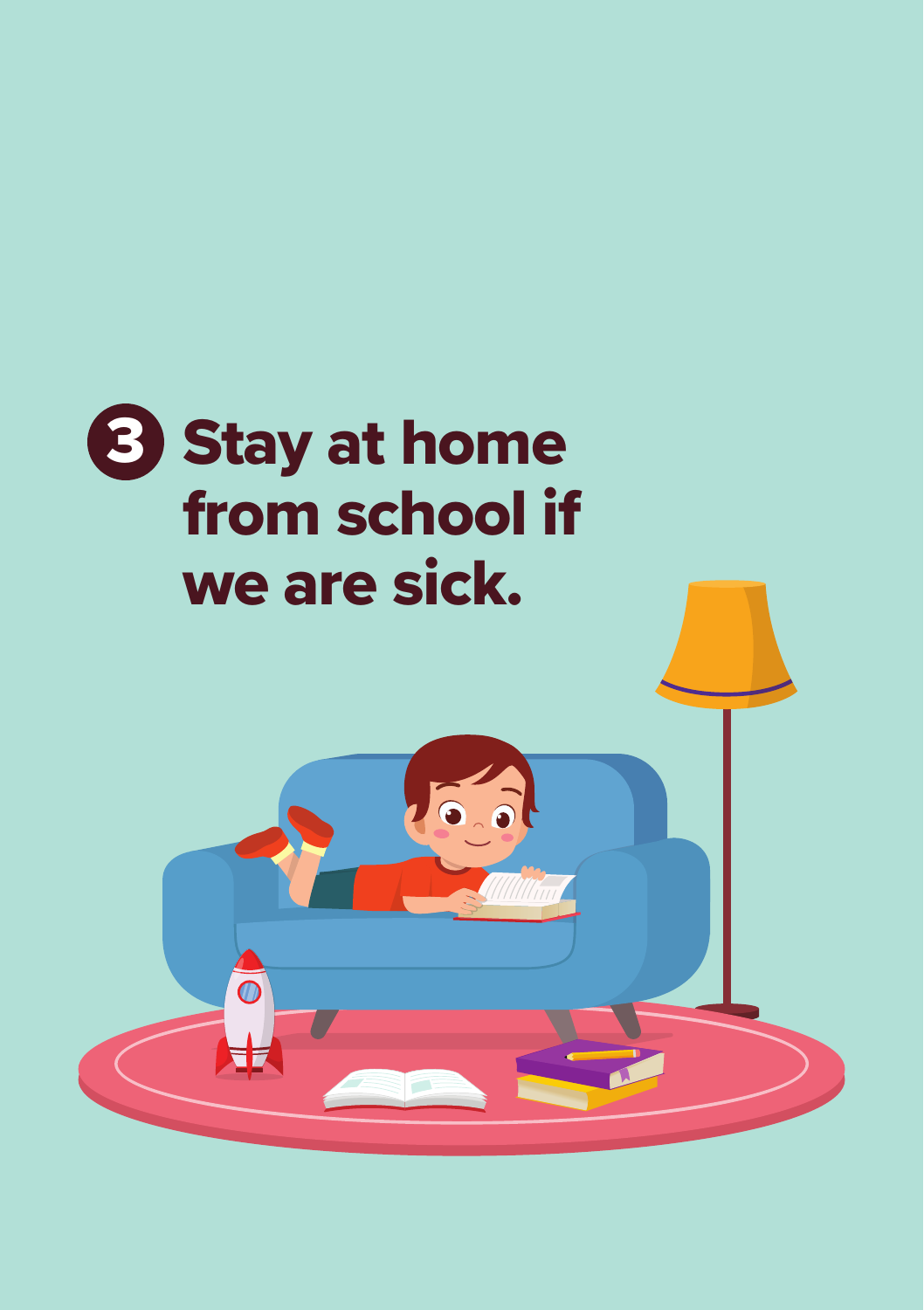## 3 Stay at home from school if we are sick.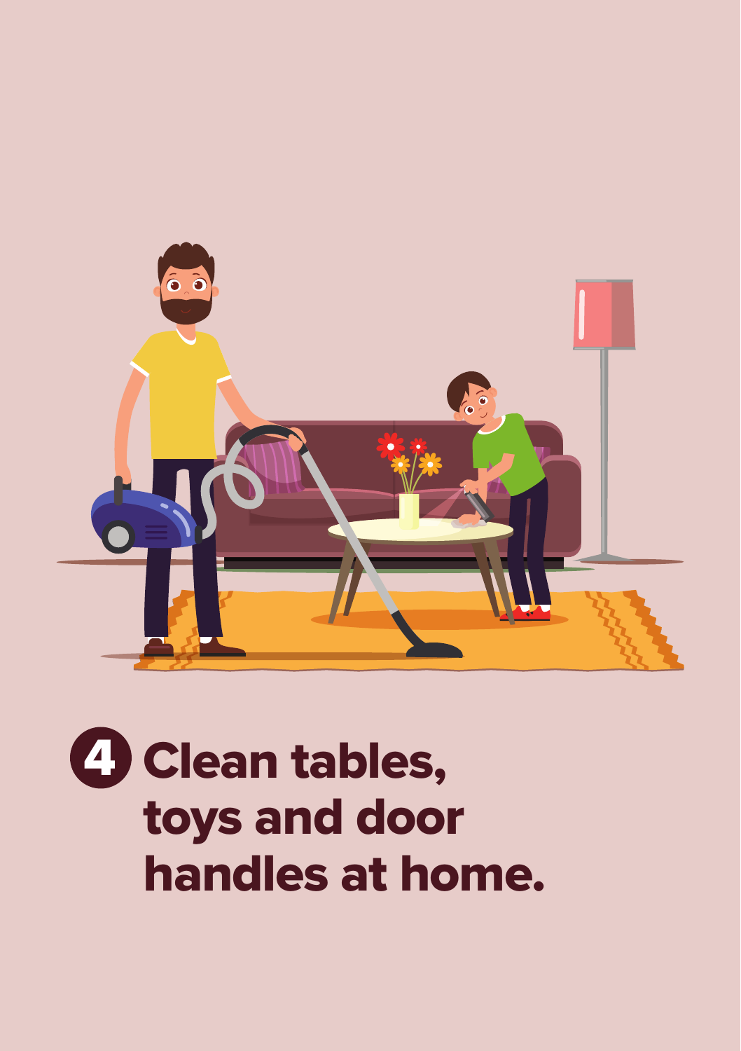**4 Clean tables, toys and door handles at home.**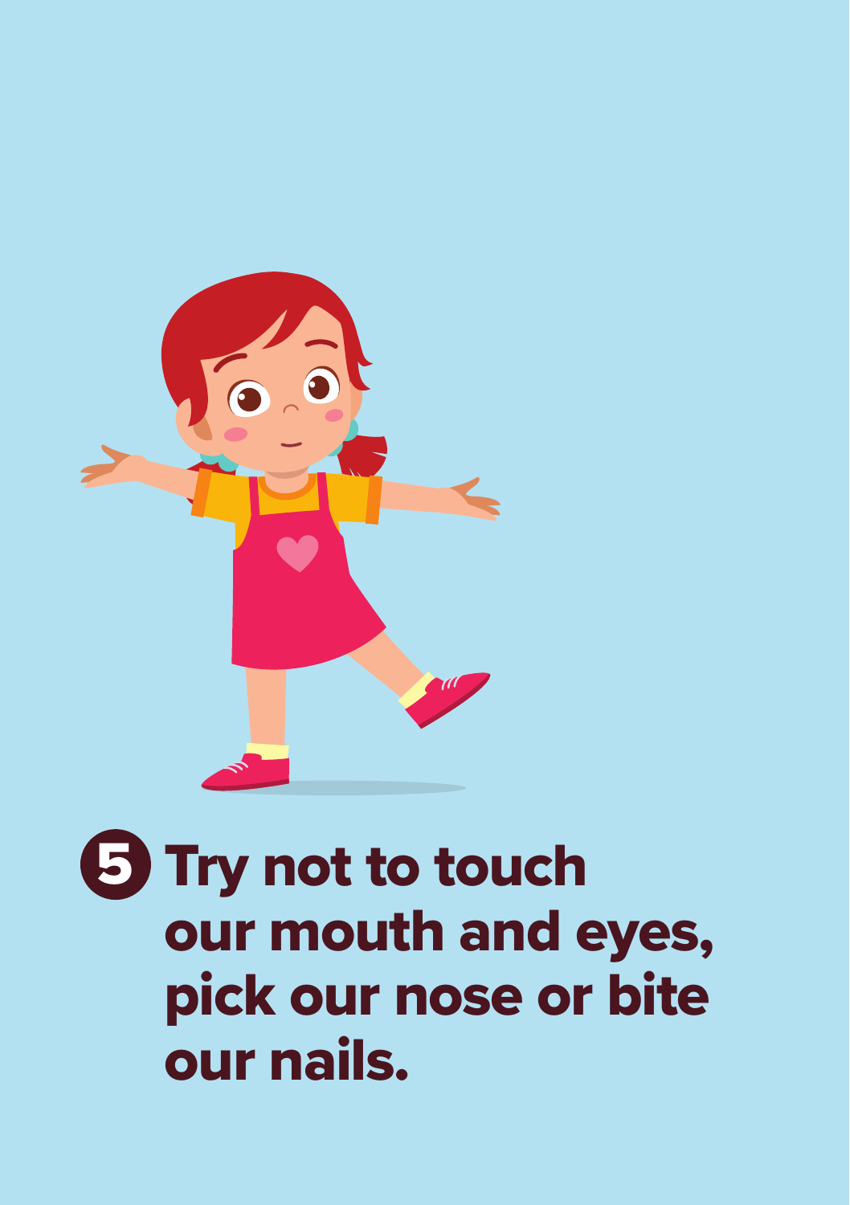5. Try not to touch our mouth and eyes, pick our nose or bite our nails.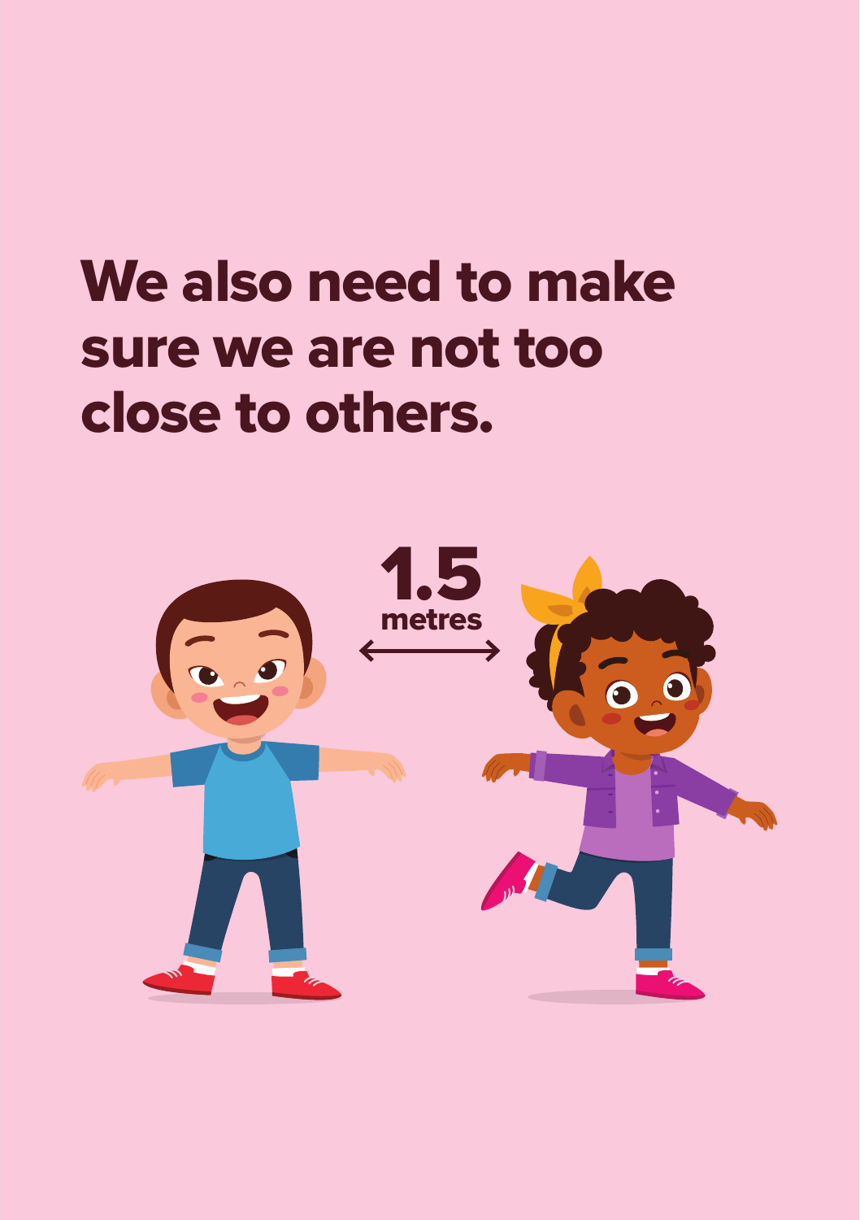# We also need to make sure we are not too close to others.

1.5 metres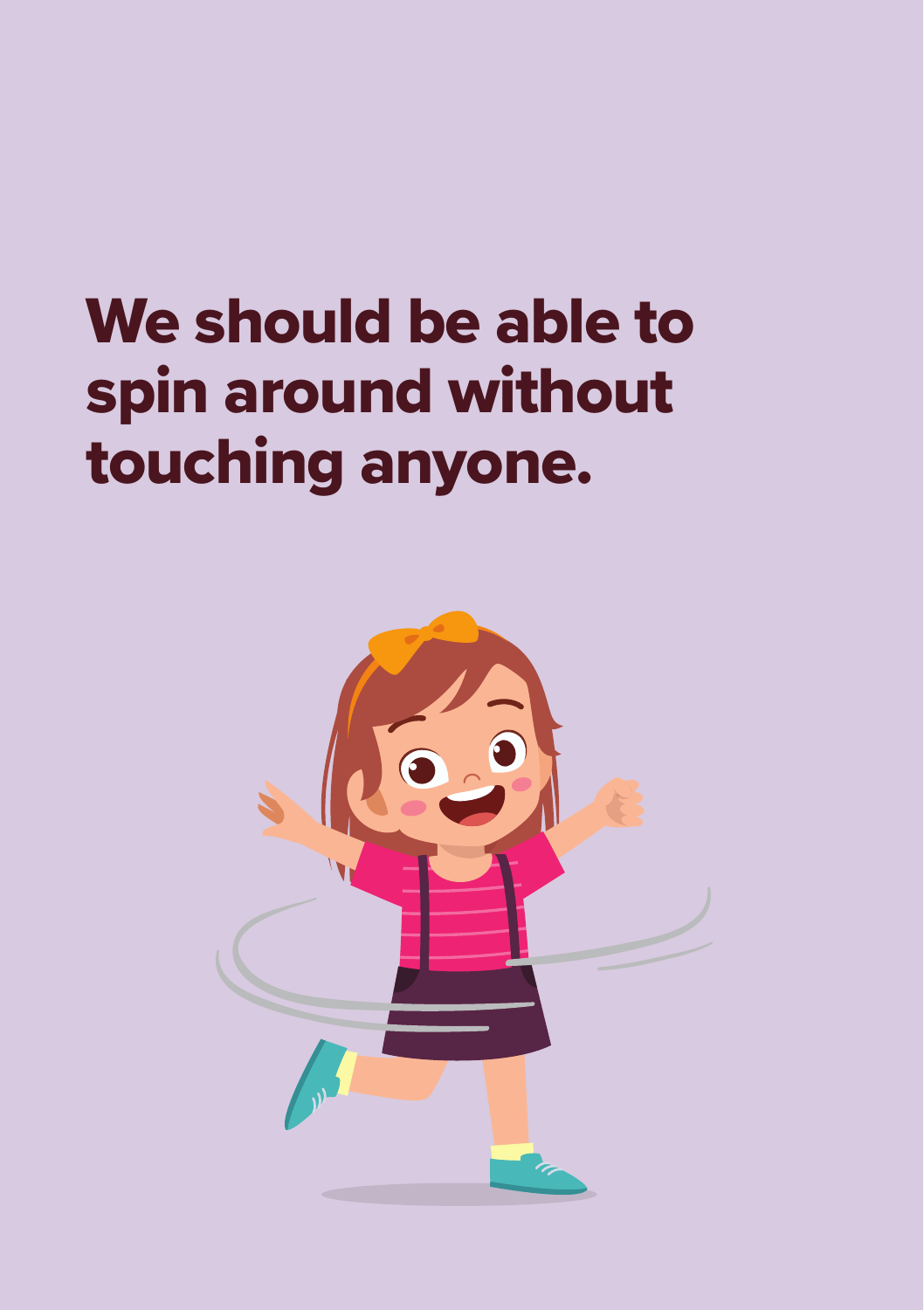# We should be able to spin around without touching anyone.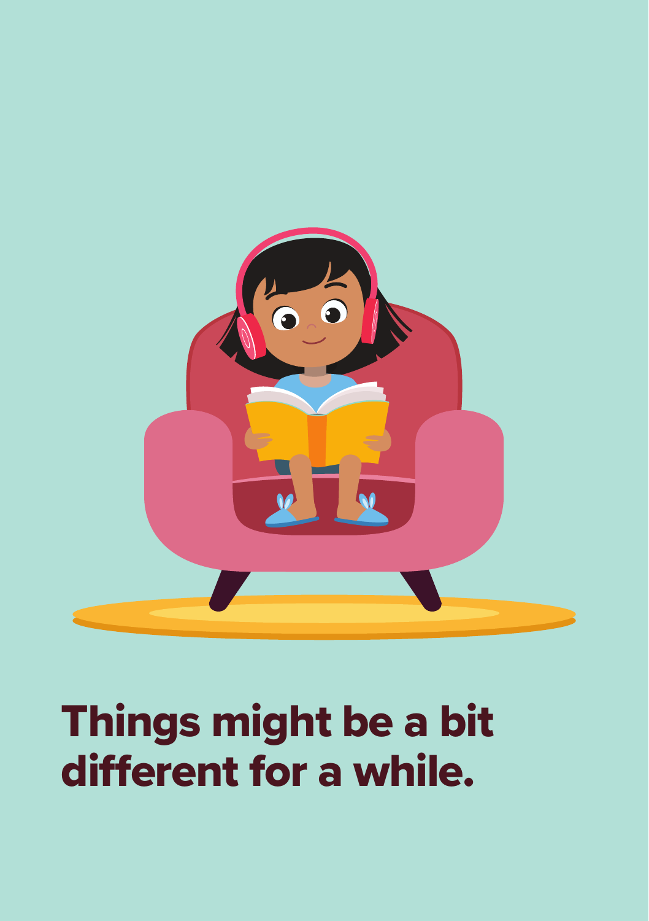# Things might be a bit different for a while.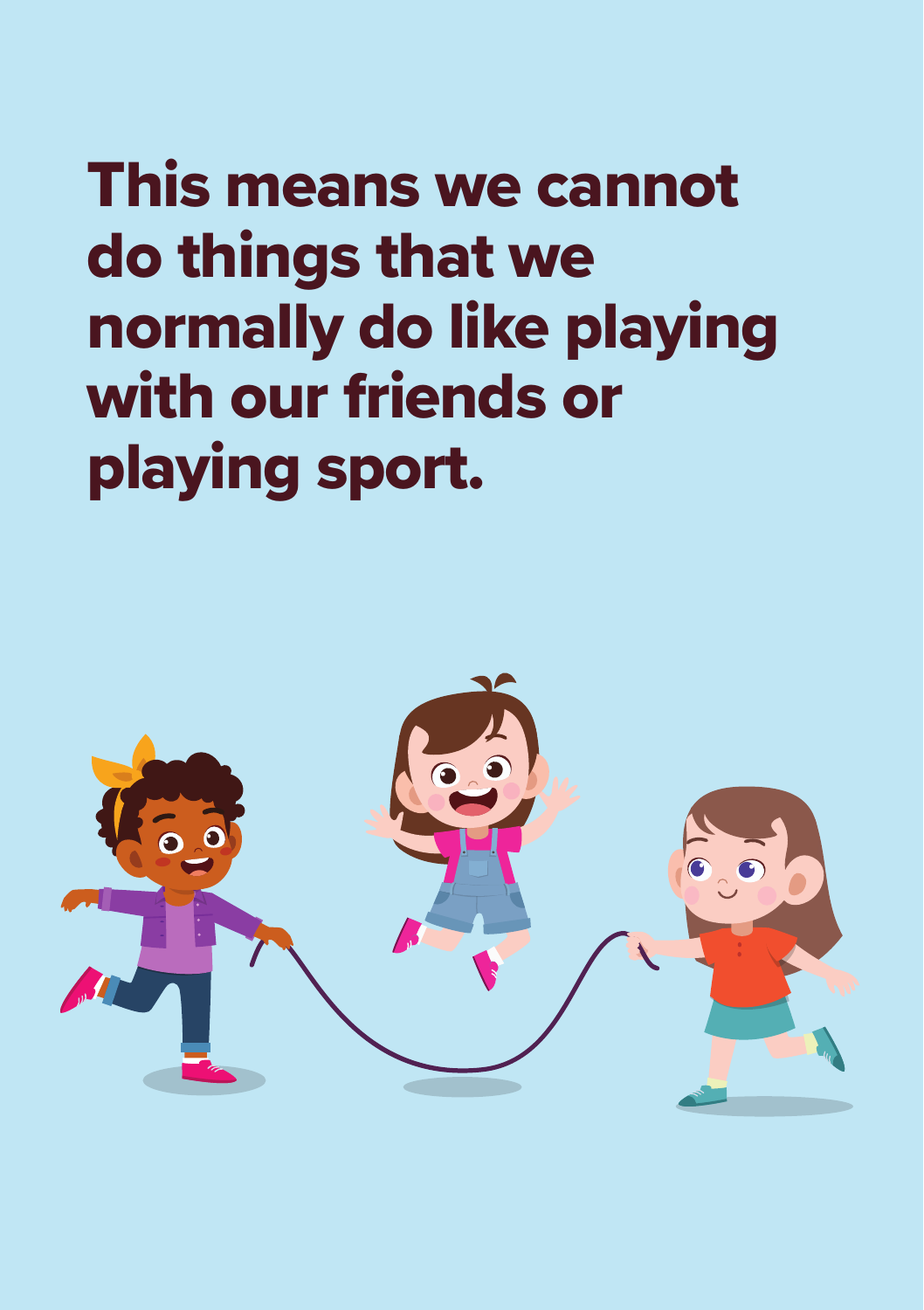# This means we cannot do things that we normally do like playing with our friends or playing sport.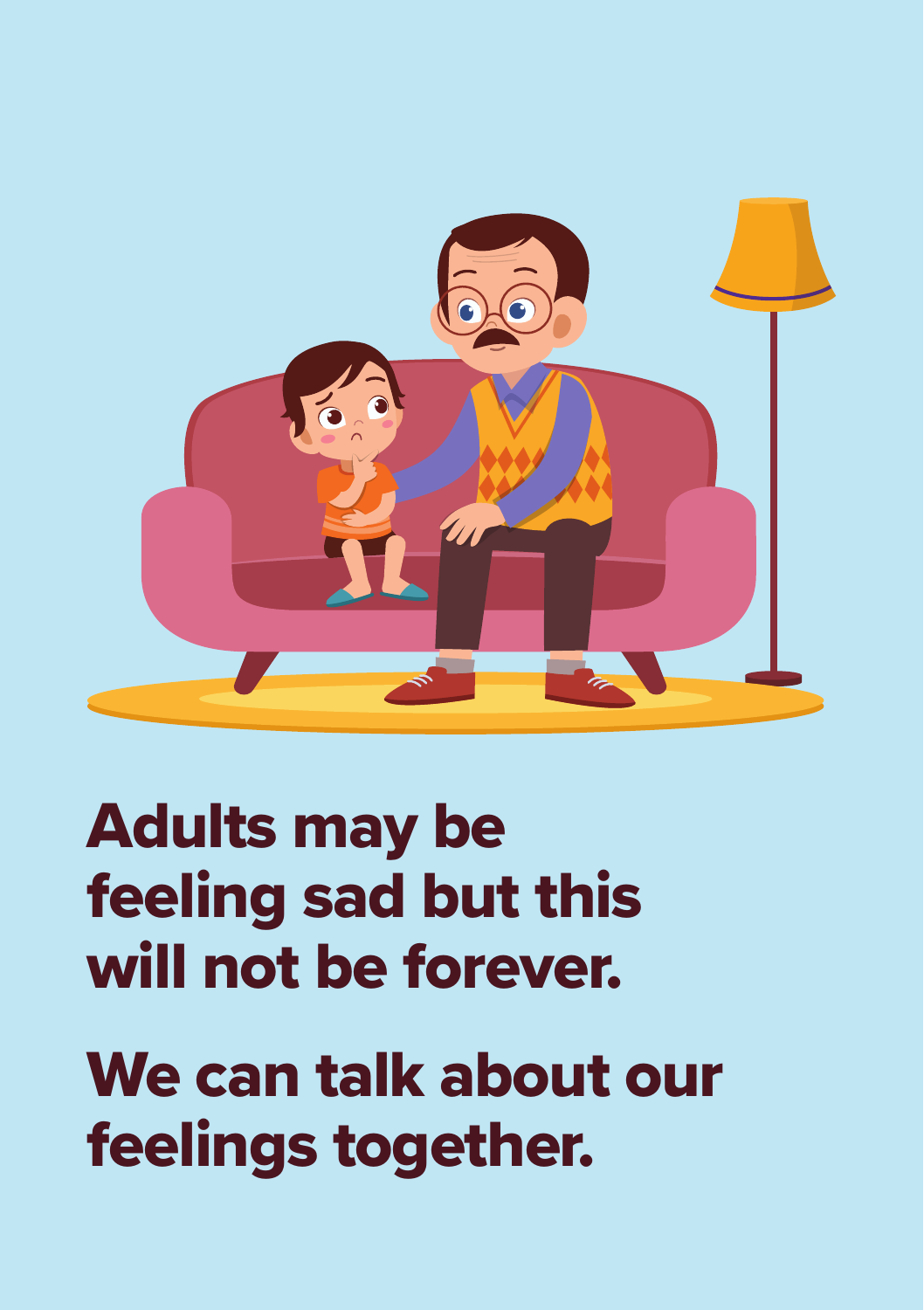Adults may be feeling sad but this will not be forever.

We can talk about our feelings together.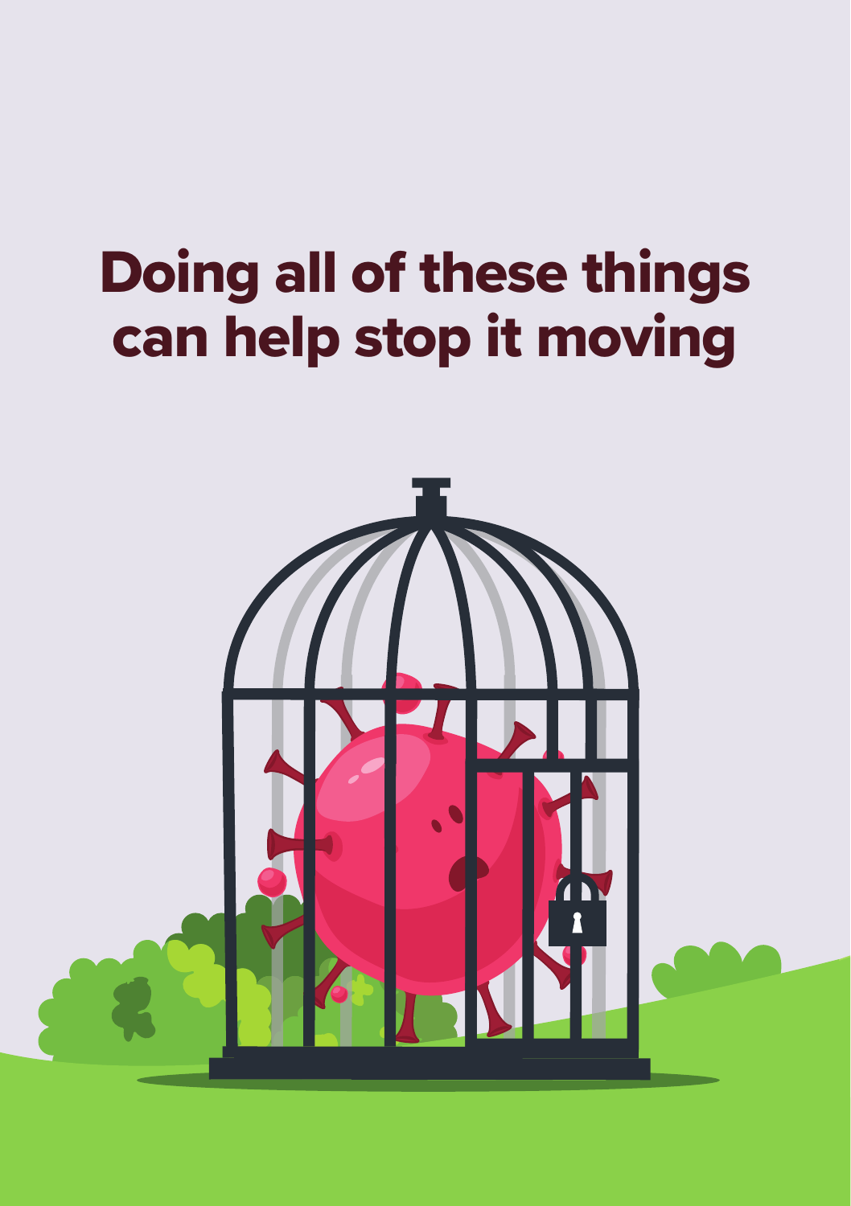# Doing all of these things can help stop it moving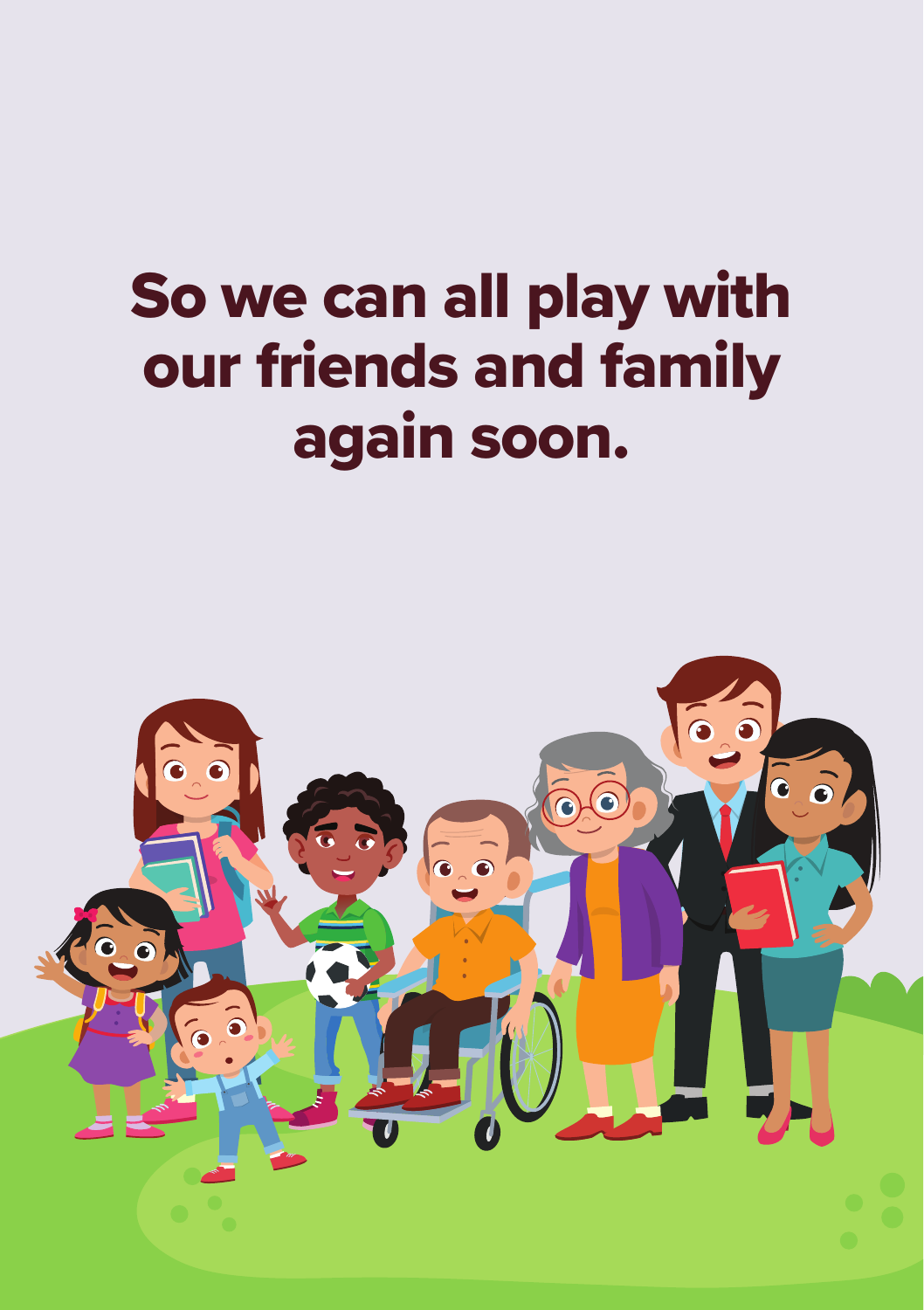# So we can all play with our friends and family again soon.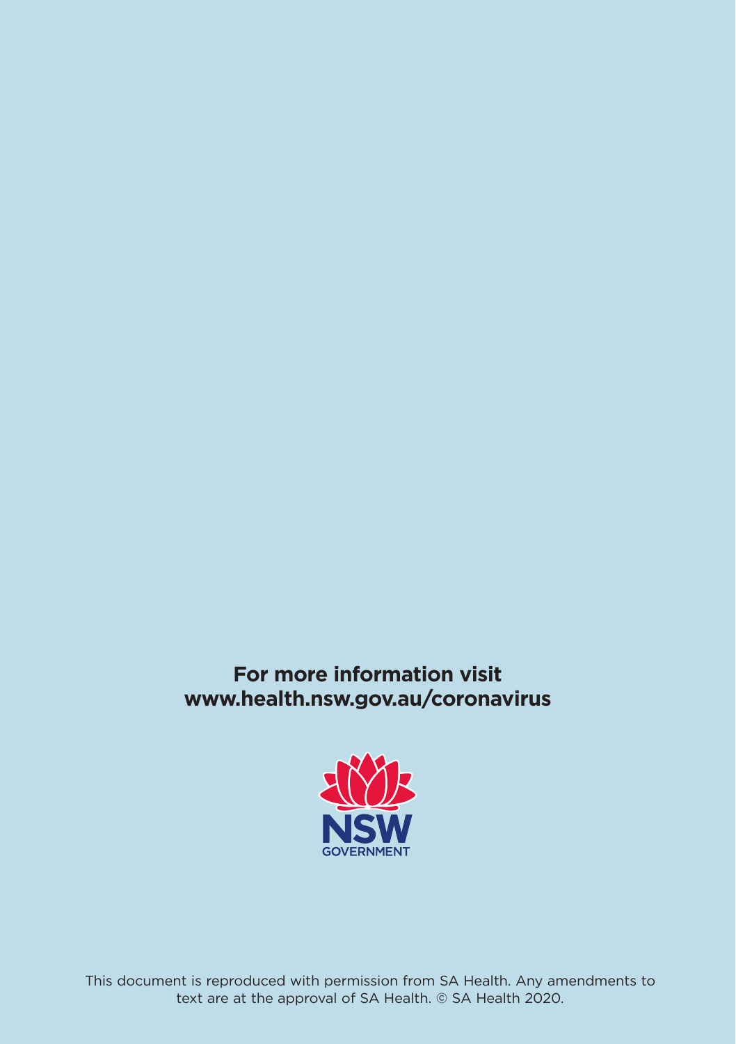**For more information visit**
**www.health.nsw.gov.au/coronavirus**

NSW GOVERNMENT

This document is reproduced with permission from SA Health. Any amendments to text are at the approval of SA Health. © SA Health 2020.